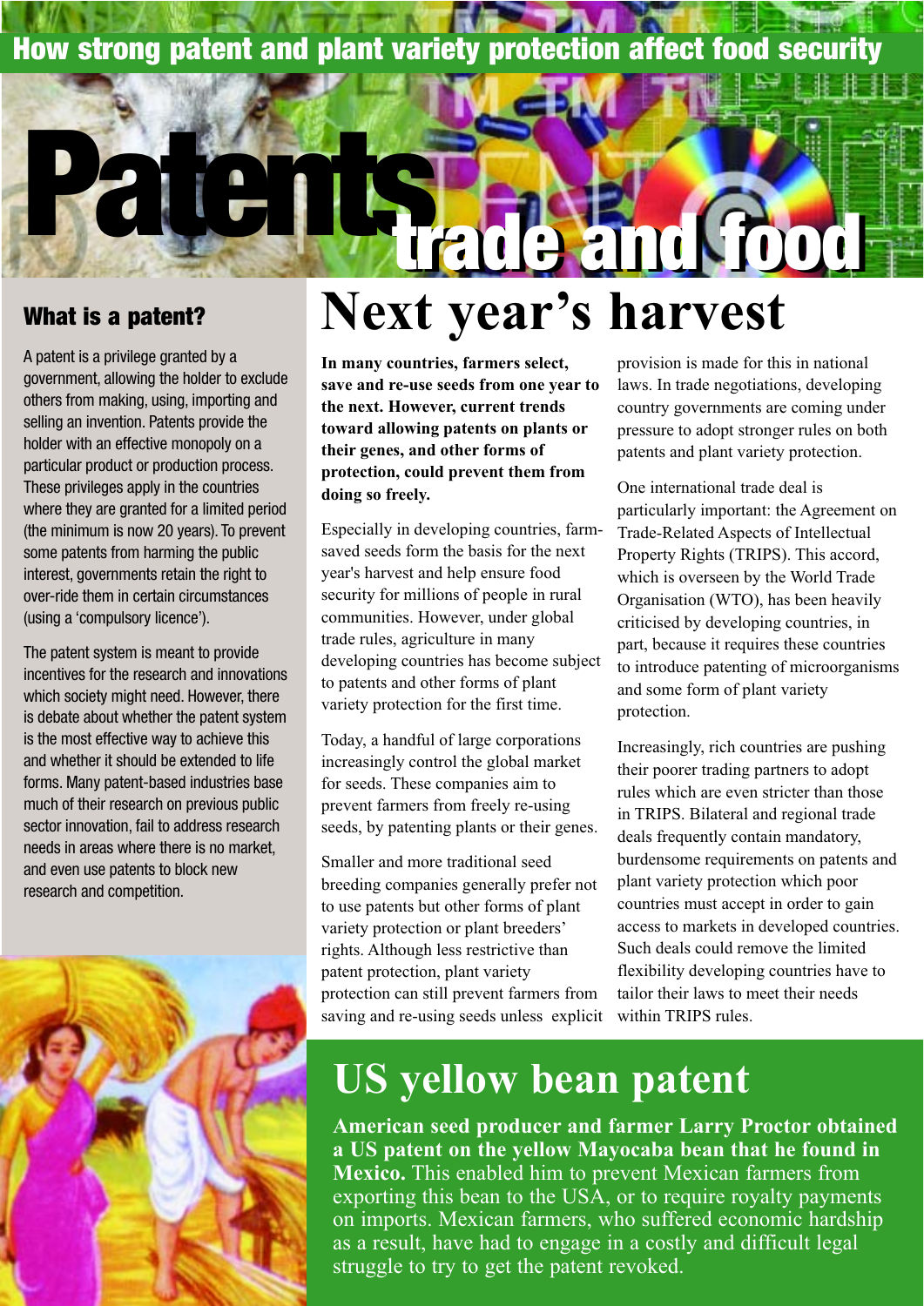## How strong patent and plant variety protection affect food security

# Patents trade and food

## What is a patent?

A patent is a privilege granted by a government, allowing the holder to exclude others from making, using, importing and selling an invention. Patents provide the holder with an effective monopoly on a particular product or production process. These privileges apply in the countries where they are granted for a limited period (the minimum is now 20 years). To prevent some patents from harming the public interest, governments retain the right to over-ride them in certain circumstances (using a 'compulsory licence').

The patent system is meant to provide incentives for the research and innovations which society might need. However, there is debate about whether the patent system is the most effective way to achieve this and whether it should be extended to life forms. Many patent-based industries base much of their research on previous public sector innovation, fail to address research needs in areas where there is no market, and even use patents to block new research and competition.

## Next year's harvest

**In many countries, farmers select, save and re-use seeds from one year to the next. However, current trends toward allowing patents on plants or their genes, and other forms of protection, could prevent them from doing so freely.**

Especially in developing countries, farm-saved seeds form the basis for the next year's harvest and help ensure food security for millions of people in rural communities. However, under global trade rules, agriculture in many developing countries has become subject to patents and other forms of plant variety protection for the first time.

Today, a handful of large corporations increasingly control the global market for seeds. These companies aim to prevent farmers from freely re-using seeds, by patenting plants or their genes.

Smaller and more traditional seed breeding companies generally prefer not to use patents but other forms of plant variety protection or plant breeders' rights. Although less restrictive than patent protection, plant variety protection can still prevent farmers from saving and re-using seeds unless explicit provision is made for this in national laws. In trade negotiations, developing country governments are coming under pressure to adopt stronger rules on both patents and plant variety protection.

One international trade deal is particularly important: the Agreement on Trade-Related Aspects of Intellectual Property Rights (TRIPS). This accord, which is overseen by the World Trade Organisation (WTO), has been heavily criticised by developing countries, in part, because it requires these countries to introduce patenting of microorganisms and some form of plant variety protection.

Increasingly, rich countries are pushing their poorer trading partners to adopt rules which are even stricter than those in TRIPS. Bilateral and regional trade deals frequently contain mandatory, burdensome requirements on patents and plant variety protection which poor countries must accept in order to gain access to markets in developed countries. Such deals could remove the limited flexibility developing countries have to tailor their laws to meet their needs within TRIPS rules.

## US yellow bean patent

**American seed producer and farmer Larry Proctor obtained a US patent on the yellow Mayocaba bean that he found in Mexico.** This enabled him to prevent Mexican farmers from exporting this bean to the USA, or to require royalty payments on imports. Mexican farmers, who suffered economic hardship as a result, have had to engage in a costly and difficult legal struggle to try to get the patent revoked.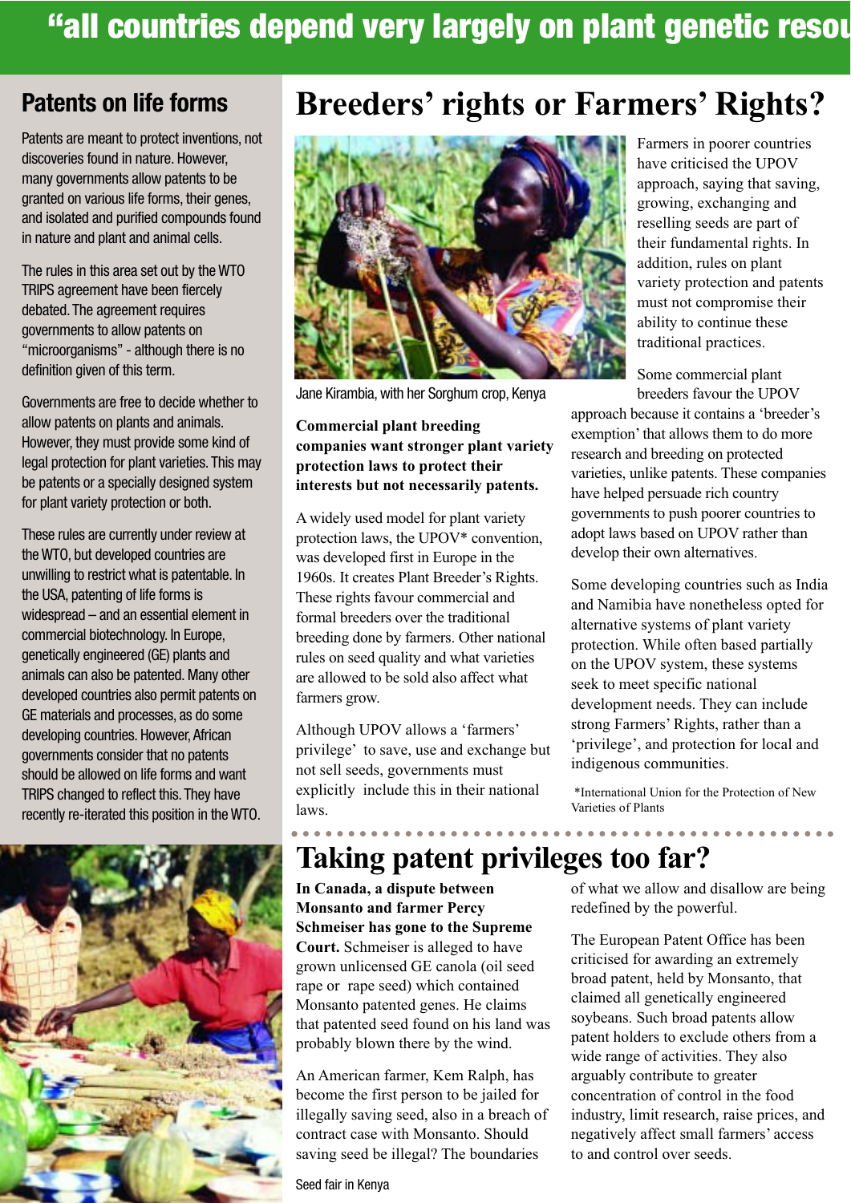# “all countries depend very largely on plant genetic resou

## Patents on life forms

Patents are meant to protect inventions, not discoveries found in nature. However, many governments allow patents to be granted on various life forms, their genes, and isolated and purified compounds found in nature and plant and animal cells.

The rules in this area set out by the WTO TRIPS agreement have been fiercely debated. The agreement requires governments to allow patents on “microorganisms” - although there is no definition given of this term.

Governments are free to decide whether to allow patents on plants and animals. However, they must provide some kind of legal protection for plant varieties. This may be patents or a specially designed system for plant variety protection or both.

These rules are currently under review at the WTO, but developed countries are unwilling to restrict what is patentable. In the USA, patenting of life forms is widespread – and an essential element in commercial biotechnology. In Europe, genetically engineered (GE) plants and animals can also be patented. Many other developed countries also permit patents on GE materials and processes, as do some developing countries. However, African governments consider that no patents should be allowed on life forms and want TRIPS changed to reflect this. They have recently re-iterated this position in the WTO.

Seed fair in Kenya

# Breeders’ rights or Farmers’ Rights?

Jane Kirambia, with her Sorghum crop, Kenya

**Commercial plant breeding companies want stronger plant variety protection laws to protect their interests but not necessarily patents.**

A widely used model for plant variety protection laws, the UPOV* convention, was developed first in Europe in the 1960s. It creates Plant Breeder’s Rights. These rights favour commercial and formal breeders over the traditional breeding done by farmers. Other national rules on seed quality and what varieties are allowed to be sold also affect what farmers grow.

Although UPOV allows a ‘farmers’ privilege’ to save, use and exchange but not sell seeds, governments must explicitly include this in their national laws.

Farmers in poorer countries have criticised the UPOV approach, saying that saving, growing, exchanging and reselling seeds are part of their fundamental rights. In addition, rules on plant variety protection and patents must not compromise their ability to continue these traditional practices.

Some commercial plant breeders favour the UPOV approach because it contains a ‘breeder’s exemption’ that allows them to do more research and breeding on protected varieties, unlike patents. These companies have helped persuade rich country governments to push poorer countries to adopt laws based on UPOV rather than develop their own alternatives.

Some developing countries such as India and Namibia have nonetheless opted for alternative systems of plant variety protection. While often based partially on the UPOV system, these systems seek to meet specific national development needs. They can include strong Farmers’ Rights, rather than a ‘privilege’, and protection for local and indigenous communities.

*International Union for the Protection of New Varieties of Plants

# Taking patent privileges too far?

**In Canada, a dispute between Monsanto and farmer Percy Schmeiser has gone to the Supreme Court.** Schmeiser is alleged to have grown unlicensed GE canola (oil seed rape or rape seed) which contained Monsanto patented genes. He claims that patented seed found on his land was probably blown there by the wind.

An American farmer, Kem Ralph, has become the first person to be jailed for illegally saving seed, also in a breach of contract case with Monsanto. Should saving seed be illegal? The boundaries of what we allow and disallow are being redefined by the powerful.

The European Patent Office has been criticised for awarding an extremely broad patent, held by Monsanto, that claimed all genetically engineered soybeans. Such broad patents allow patent holders to exclude others from a wide range of activities. They also arguably contribute to greater concentration of control in the food industry, limit research, raise prices, and negatively affect small farmers’ access to and control over seeds.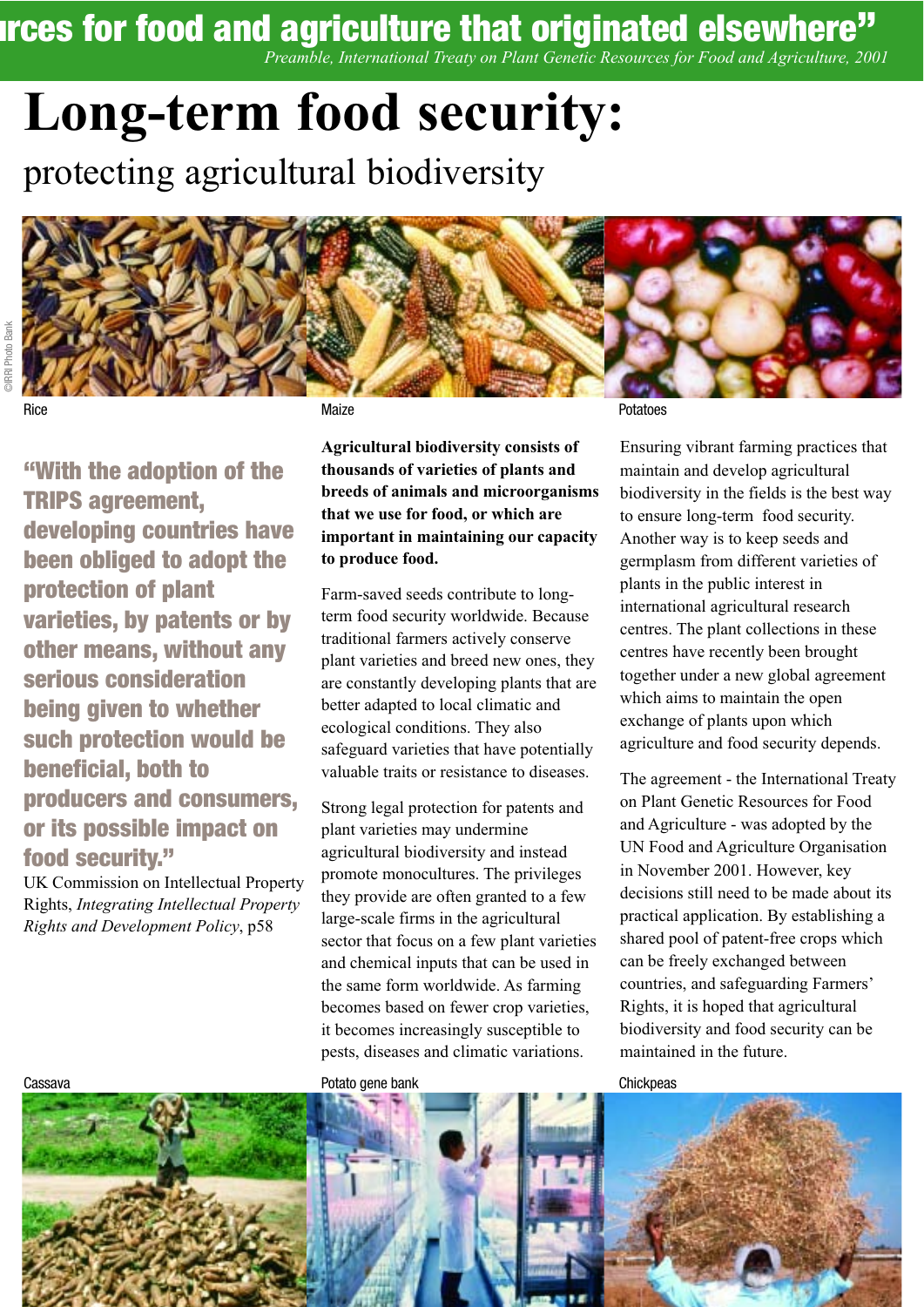"...rces for food and agriculture that originated elsewhere"

*Preamble, International Treaty on Plant Genetic Resources for Food and Agriculture, 2001*

# Long-term food security:

## protecting agricultural biodiversity

©IRRI Photo Bank

Rice

Maize

Potatoes

**"With the adoption of the TRIPS agreement, developing countries have been obliged to adopt the protection of plant varieties, by patents or by other means, without any serious consideration being given to whether such protection would be beneficial, both to producers and consumers, or its possible impact on food security."**

UK Commission on Intellectual Property Rights, *Integrating Intellectual Property Rights and Development Policy*, p58

**Agricultural biodiversity consists of thousands of varieties of plants and breeds of animals and microorganisms that we use for food, or which are important in maintaining our capacity to produce food.**

Farm-saved seeds contribute to long-term food security worldwide. Because traditional farmers actively conserve plant varieties and breed new ones, they are constantly developing plants that are better adapted to local climatic and ecological conditions. They also safeguard varieties that have potentially valuable traits or resistance to diseases.

Strong legal protection for patents and plant varieties may undermine agricultural biodiversity and instead promote monocultures. The privileges they provide are often granted to a few large-scale firms in the agricultural sector that focus on a few plant varieties and chemical inputs that can be used in the same form worldwide. As farming becomes based on fewer crop varieties, it becomes increasingly susceptible to pests, diseases and climatic variations.

Ensuring vibrant farming practices that maintain and develop agricultural biodiversity in the fields is the best way to ensure long-term food security. Another way is to keep seeds and germplasm from different varieties of plants in the public interest in international agricultural research centres. The plant collections in these centres have recently been brought together under a new global agreement which aims to maintain the open exchange of plants upon which agriculture and food security depends.

The agreement - the International Treaty on Plant Genetic Resources for Food and Agriculture - was adopted by the UN Food and Agriculture Organisation in November 2001. However, key decisions still need to be made about its practical application. By establishing a shared pool of patent-free crops which can be freely exchanged between countries, and safeguarding Farmers' Rights, it is hoped that agricultural biodiversity and food security can be maintained in the future.

Cassava

Potato gene bank

Chickpeas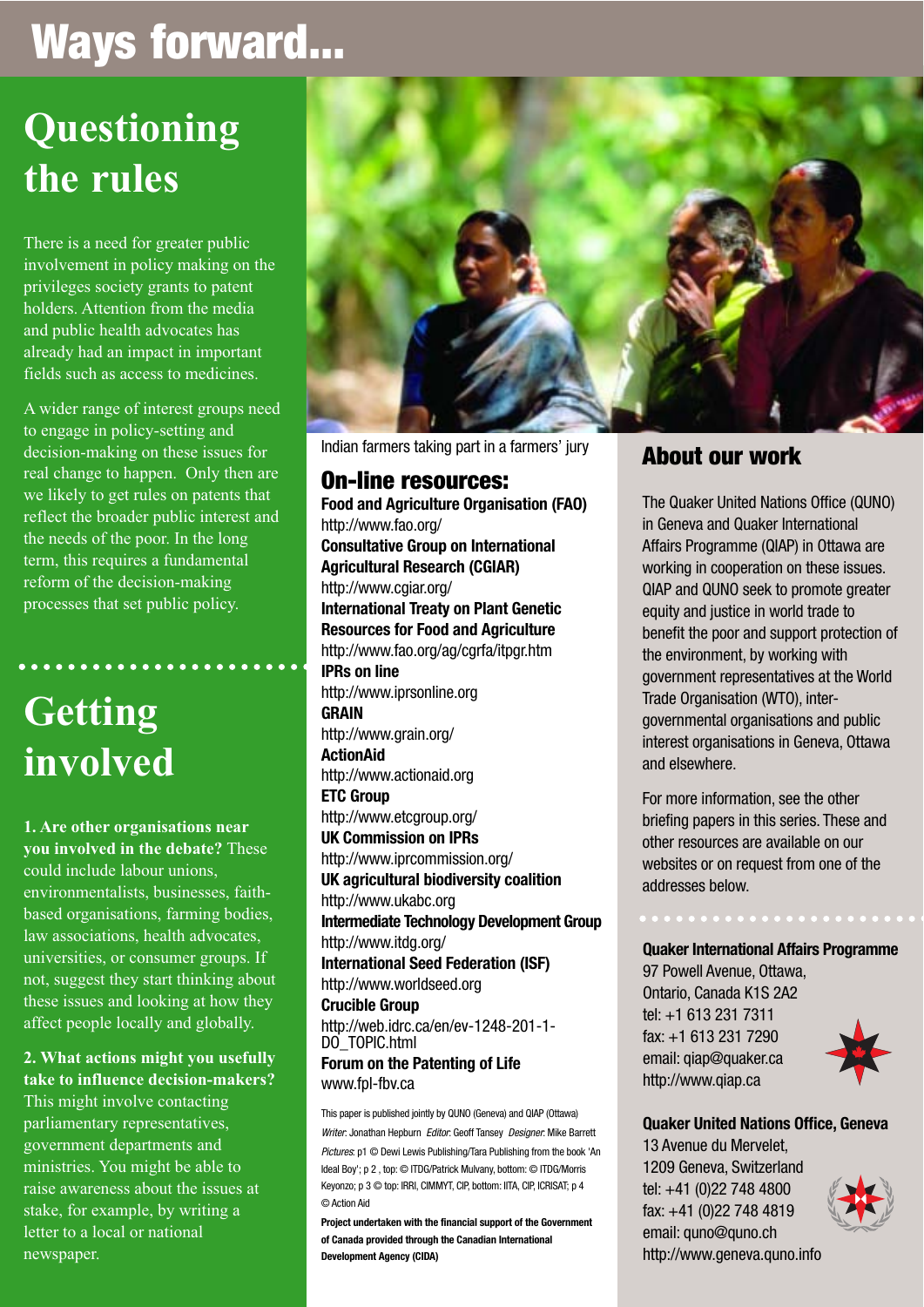# Ways forward...

## Questioning the rules

There is a need for greater public involvement in policy making on the privileges society grants to patent holders. Attention from the media and public health advocates has already had an impact in important fields such as access to medicines.

A wider range of interest groups need to engage in policy-setting and decision-making on these issues for real change to happen. Only then are we likely to get rules on patents that reflect the broader public interest and the needs of the poor. In the long term, this requires a fundamental reform of the decision-making processes that set public policy.

## Getting involved

**1. Are other organisations near you involved in the debate?** These could include labour unions, environmentalists, businesses, faith-based organisations, farming bodies, law associations, health advocates, universities, or consumer groups. If not, suggest they start thinking about these issues and looking at how they affect people locally and globally.

**2. What actions might you usefully take to influence decision-makers?** This might involve contacting parliamentary representatives, government departments and ministries. You might be able to raise awareness about the issues at stake, for example, by writing a letter to a local or national newspaper.

Indian farmers taking part in a farmers' jury

## On-line resources:

**Food and Agriculture Organisation (FAO)**
http://www.fao.org/

**Consultative Group on International Agricultural Research (CGIAR)**
http://www.cgiar.org/

**International Treaty on Plant Genetic Resources for Food and Agriculture**
http://www.fao.org/ag/cgrfa/itpgr.htm

**IPRs on line**
http://www.iprsonline.org

**GRAIN**
http://www.grain.org/

**ActionAid**
http://www.actionaid.org

**ETC Group**
http://www.etcgroup.org/

**UK Commission on IPRs**
http://www.iprcommission.org/

**UK agricultural biodiversity coalition**
http://www.ukabc.org

**Intermediate Technology Development Group**
http://www.itdg.org/

**International Seed Federation (ISF)**
http://www.worldseed.org

**Crucible Group**
http://web.idrc.ca/en/ev-1248-201-1-DO_TOPIC.html

**Forum on the Patenting of Life**
www.fpl-fbv.ca

This paper is published jointly by QUNO (Geneva) and QIAP (Ottawa)
*Writer*: Jonathan Hepburn *Editor*: Geoff Tansey *Designer*: Mike Barrett
*Pictures*: p1 © Dewi Lewis Publishing/Tara Publishing from the book 'An Ideal Boy'; p 2 , top: © ITDG/Patrick Mulvany, bottom: © ITDG/Morris Keyonzo; p 3 © top: IRRI, CIMMYT, CIP, bottom: IITA, CIP, ICRISAT; p 4 © Action Aid

**Project undertaken with the financial support of the Government of Canada provided through the Canadian International Development Agency (CIDA)**

## About our work

The Quaker United Nations Office (QUNO) in Geneva and Quaker International Affairs Programme (QIAP) in Ottawa are working in cooperation on these issues. QIAP and QUNO seek to promote greater equity and justice in world trade to benefit the poor and support protection of the environment, by working with government representatives at the World Trade Organisation (WTO), inter-governmental organisations and public interest organisations in Geneva, Ottawa and elsewhere.

For more information, see the other briefing papers in this series. These and other resources are available on our websites or on request from one of the addresses below.

**Quaker International Affairs Programme**
97 Powell Avenue, Ottawa,
Ontario, Canada K1S 2A2
tel: +1 613 231 7311
fax: +1 613 231 7290
email: qiap@quaker.ca
http://www.qiap.ca

**Quaker United Nations Office, Geneva**
13 Avenue du Mervelet,
1209 Geneva, Switzerland
tel: +41 (0)22 748 4800
fax: +41 (0)22 748 4819
email: quno@quno.ch
http://www.geneva.quno.info